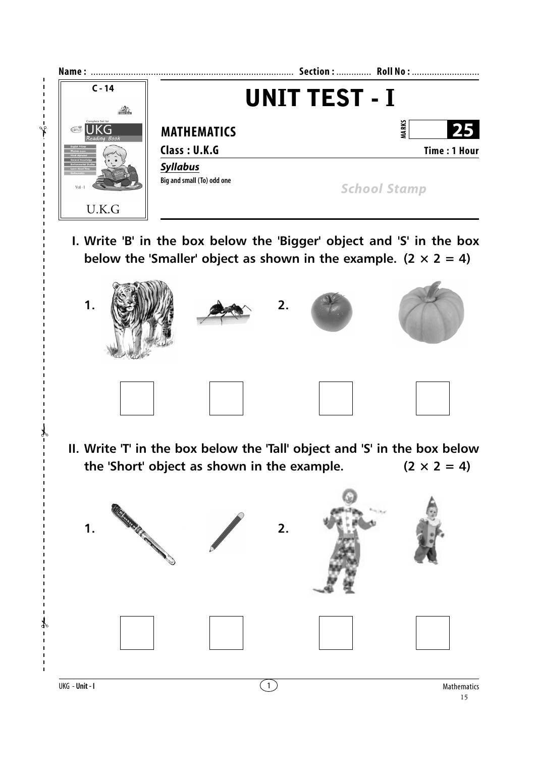Name : ............................................................................. Section : ............. Roll No : ...........................

C - 14

UKG Reading Book

U.K.G

# UNIT TEST - I

## MATHEMATICS

MARKS **25**

**Class : U.K.G** **Time : 1 Hour**

***Syllabus***

**Big and small (To) odd one**

*School Stamp*

**I. Write 'B' in the box below the 'Bigger' object and 'S' in the box below the 'Smaller' object as shown in the example. (2 × 2 = 4)**

1. 

2. 

**II. Write 'T' in the box below the 'Tall' object and 'S' in the box below the 'Short' object as shown in the example. (2 × 2 = 4)**

1. 

2.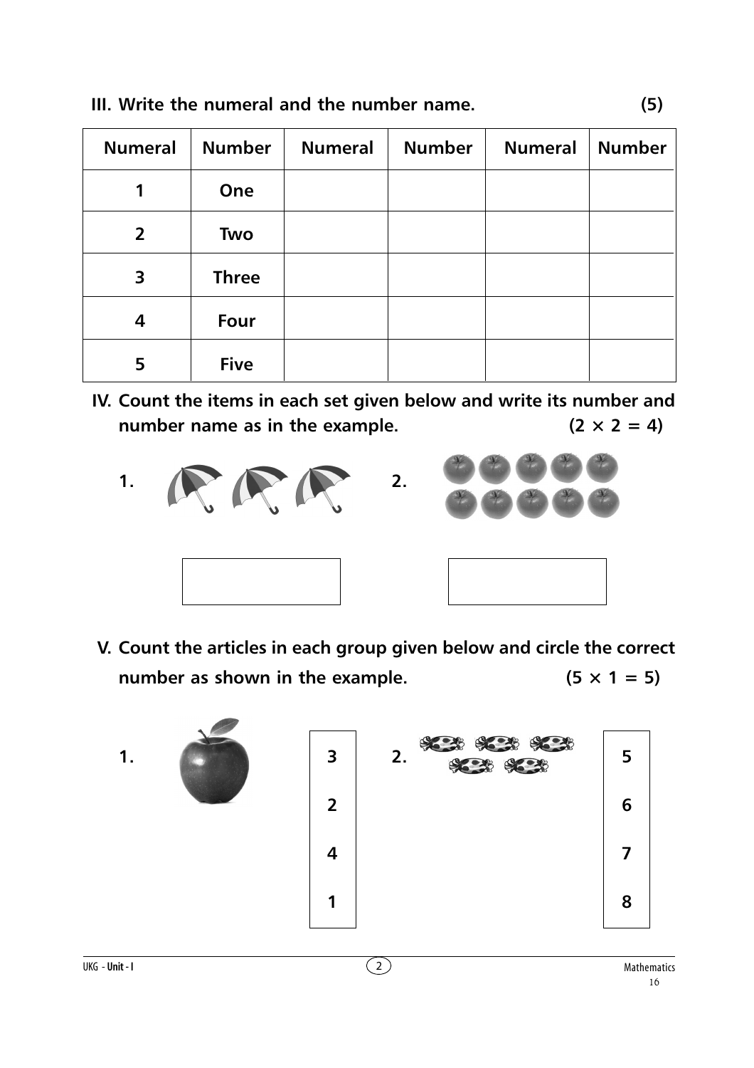**III. Write the numeral and the number name. (5)**

| Numeral | Number | Numeral | Number | Numeral | Number |
|---|---|---|---|---|---|
| 1 | One | | | | |
| 2 | Two | | | | |
| 3 | Three | | | | |
| 4 | Four | | | | |
| 5 | Five | | | | |

**IV. Count the items in each set given below and write its number and number name as in the example. $(2 \times 2 = 4)$**

1.

2.

**V. Count the articles in each group given below and circle the correct number as shown in the example. $(5 \times 1 = 5)$**

1. 

| 3 |
|---|
| 2 |
| 4 |
| 1 |

2. 

| 5 |
|---|
| 6 |
| 7 |
| 8 |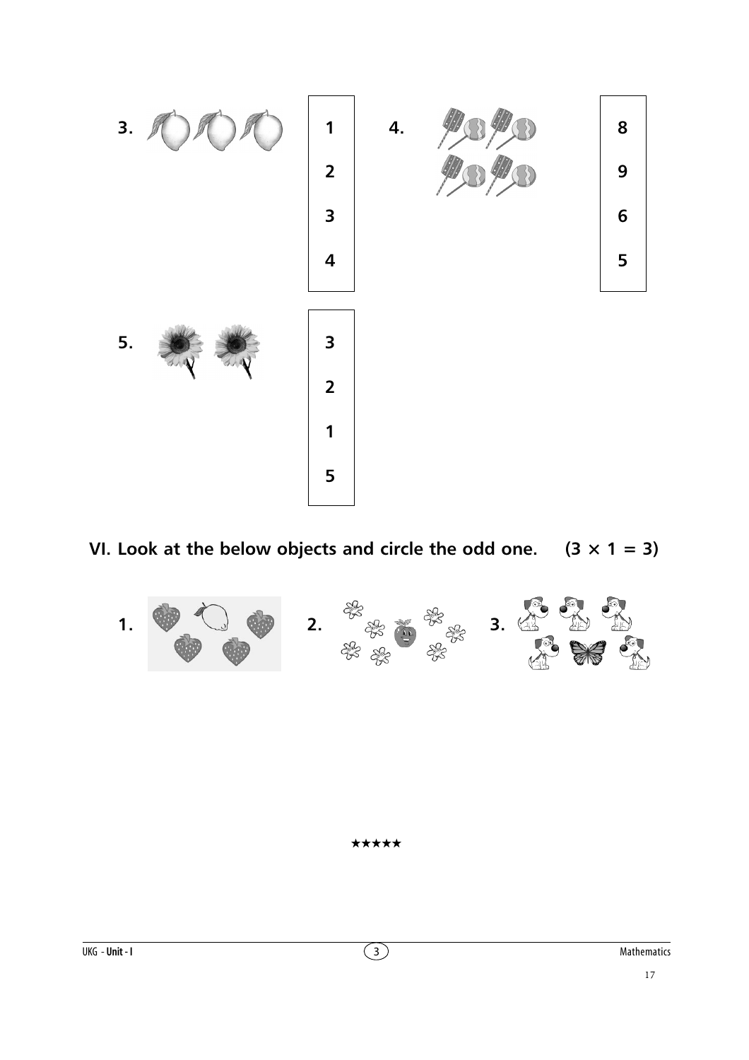3.

| |
|---|
| 1 |
| 2 |
| 3 |
| 4 |

4.

| |
|---|
| 8 |
| 9 |
| 6 |
| 5 |

5.

| |
|---|
| 3 |
| 2 |
| 1 |
| 5 |

**VI. Look at the below objects and circle the odd one. $(3 \times 1 = 3)$**

1.

2.

3.

★★★★★